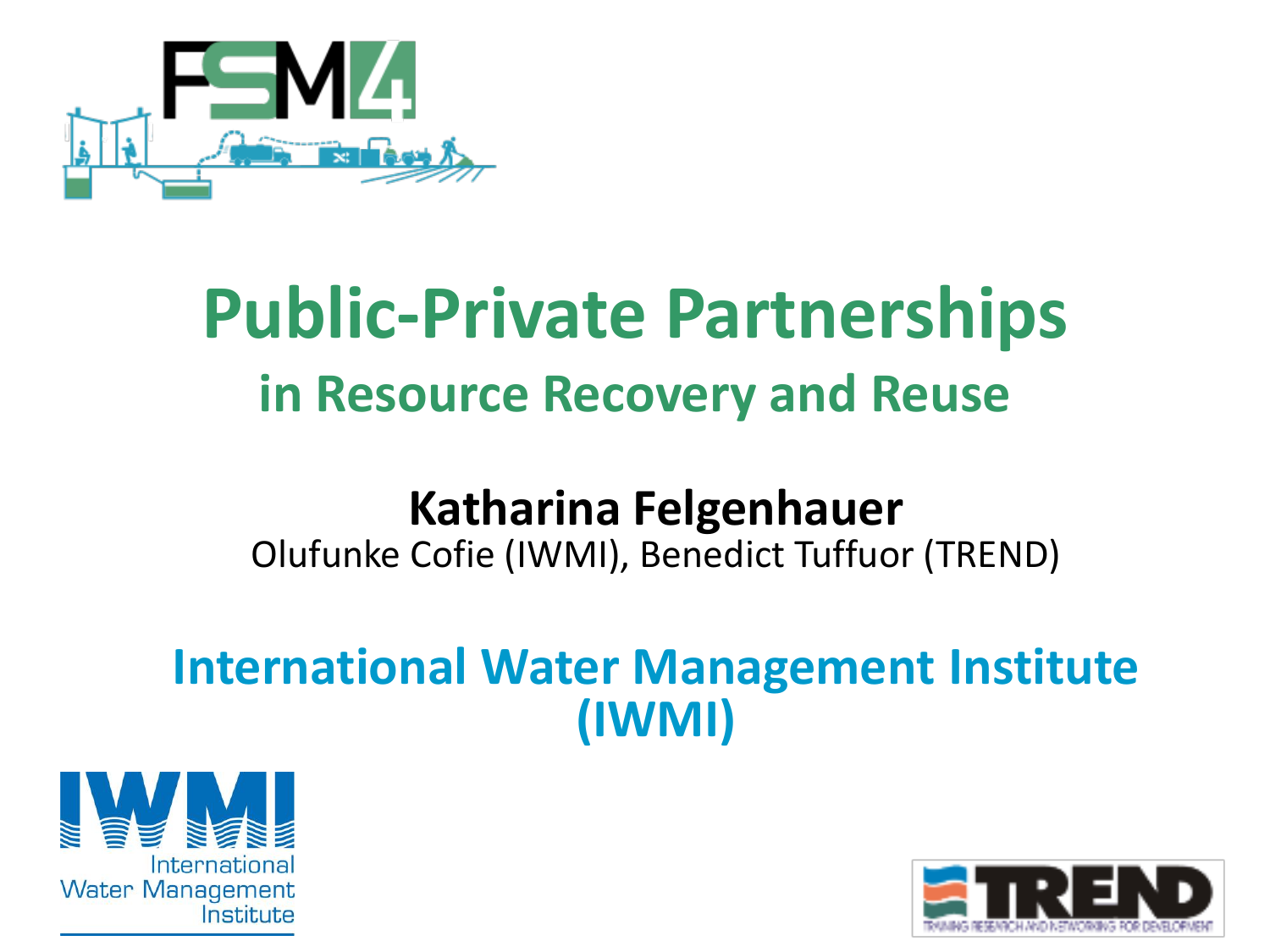# Public-Private Partnerships

## in Resource Recovery and Reuse

**Katharina Felgenhauer**

Olufunke Cofie (IWMI), Benedict Tuffuor (TREND)

**International Water Management Institute (IWMI)**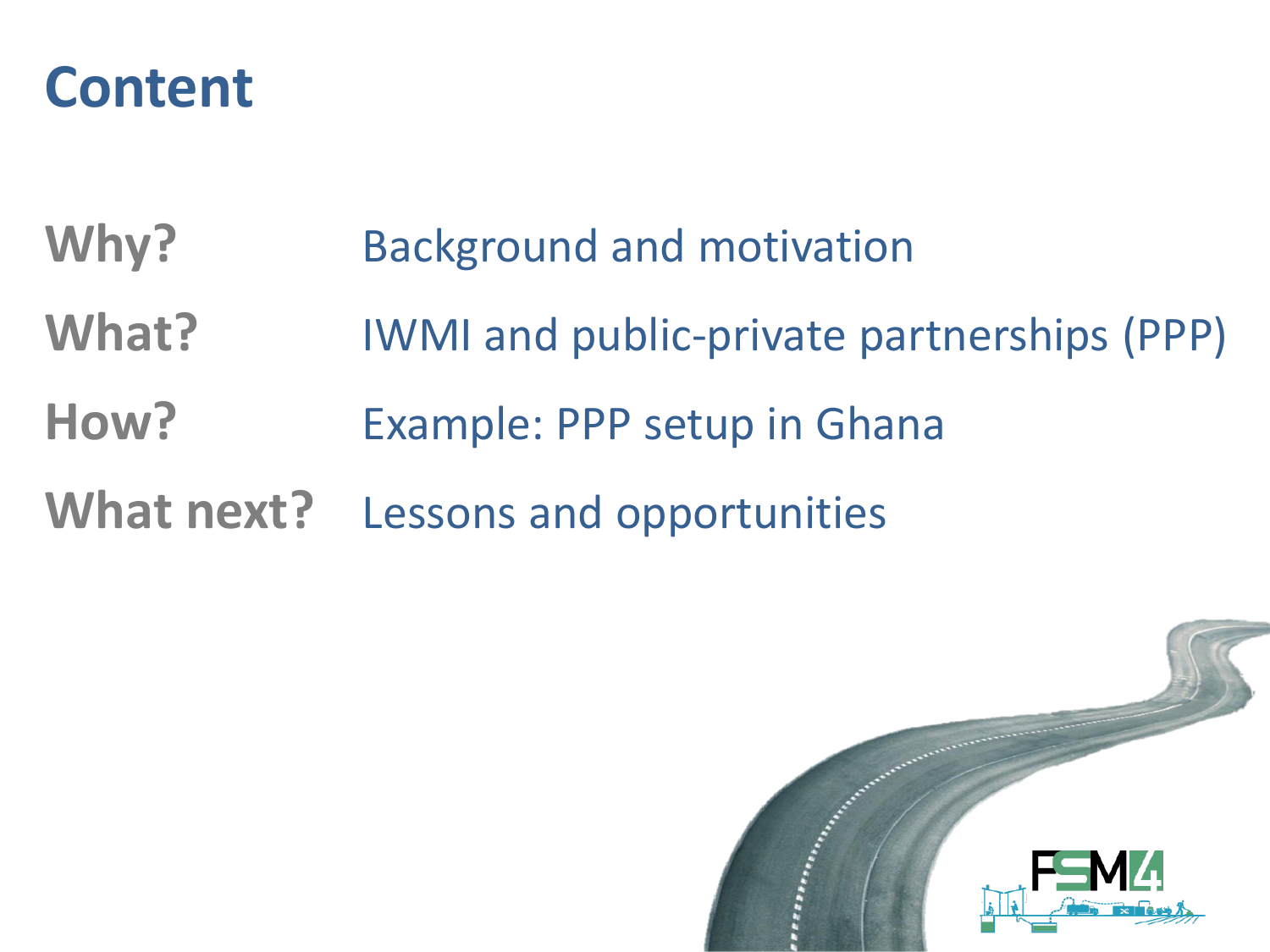# Content

| | |
|---|---|
| **Why?** | Background and motivation |
| **What?** | IWMI and public-private partnerships (PPP) |
| **How?** | Example: PPP setup in Ghana |
| **What next?** | Lessons and opportunities |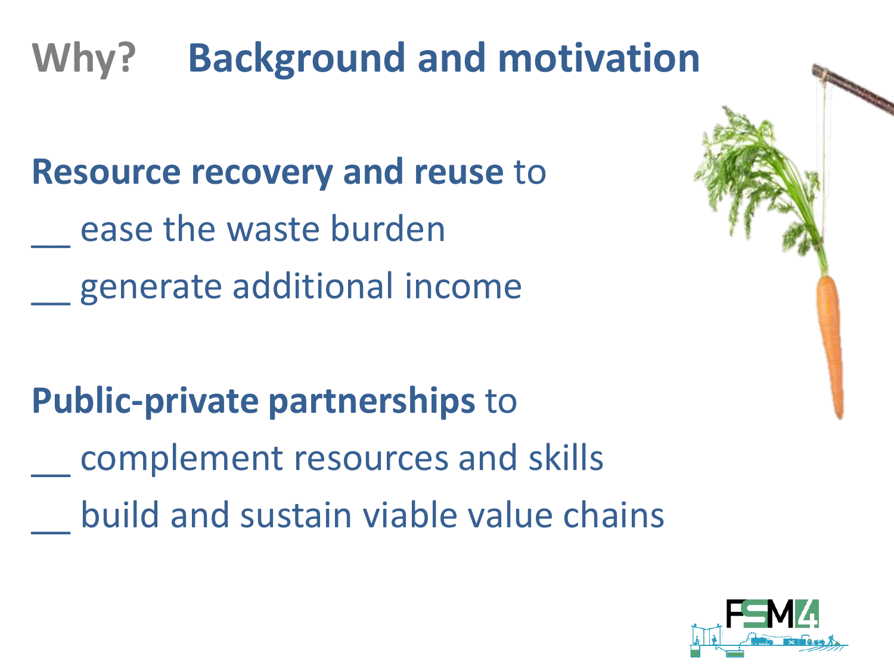# Why? Background and motivation

**Resource recovery and reuse** to

__ ease the waste burden

__ generate additional income

**Public-private partnerships** to

__ complement resources and skills

__ build and sustain viable value chains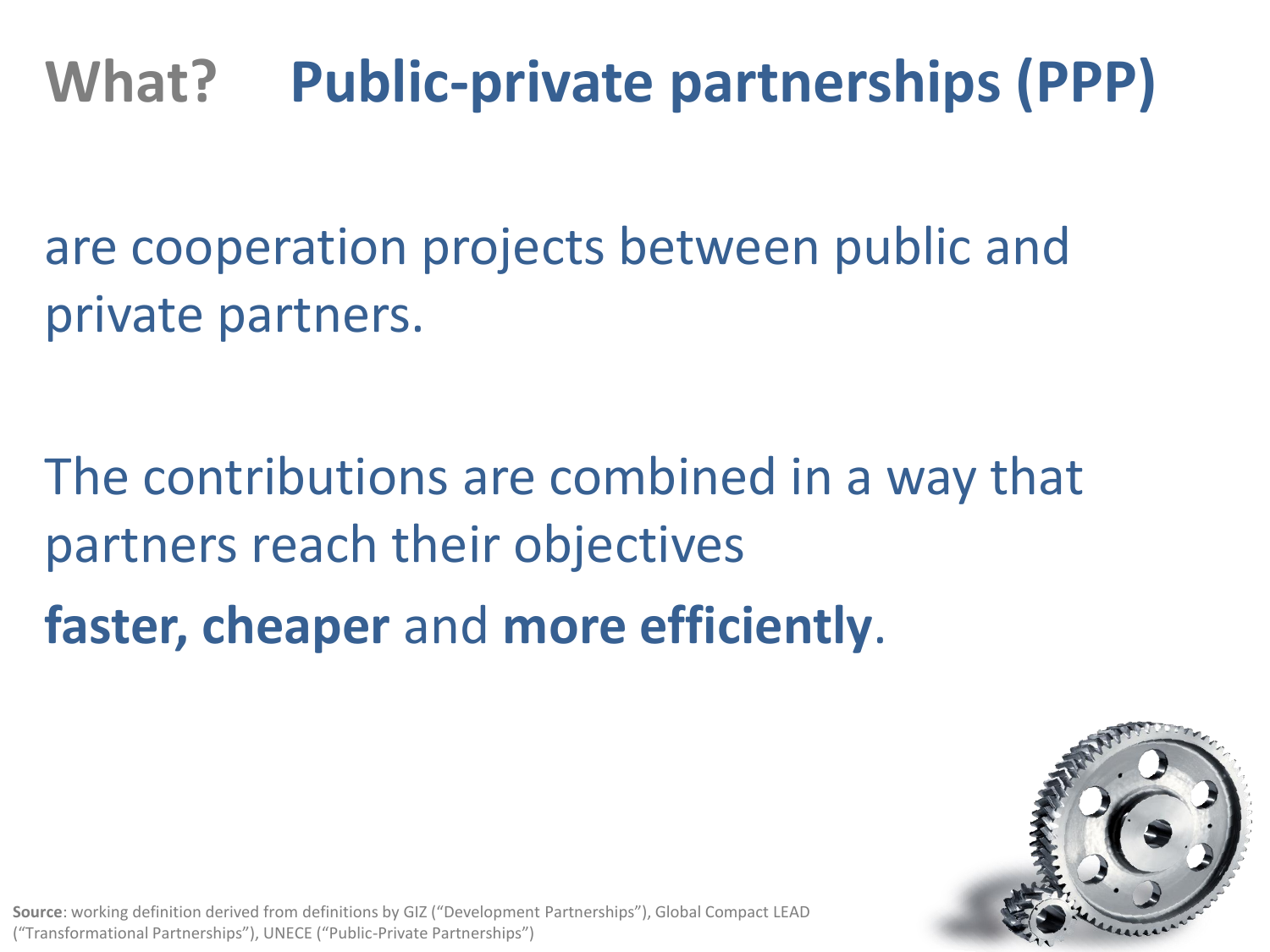# What? **Public-private partnerships (PPP)**

are cooperation projects between public and private partners.

The contributions are combined in a way that partners reach their objectives

**faster, cheaper** and **more efficiently**.

**Source**: working definition derived from definitions by GIZ ("Development Partnerships"), Global Compact LEAD ("Transformational Partnerships"), UNECE ("Public-Private Partnerships")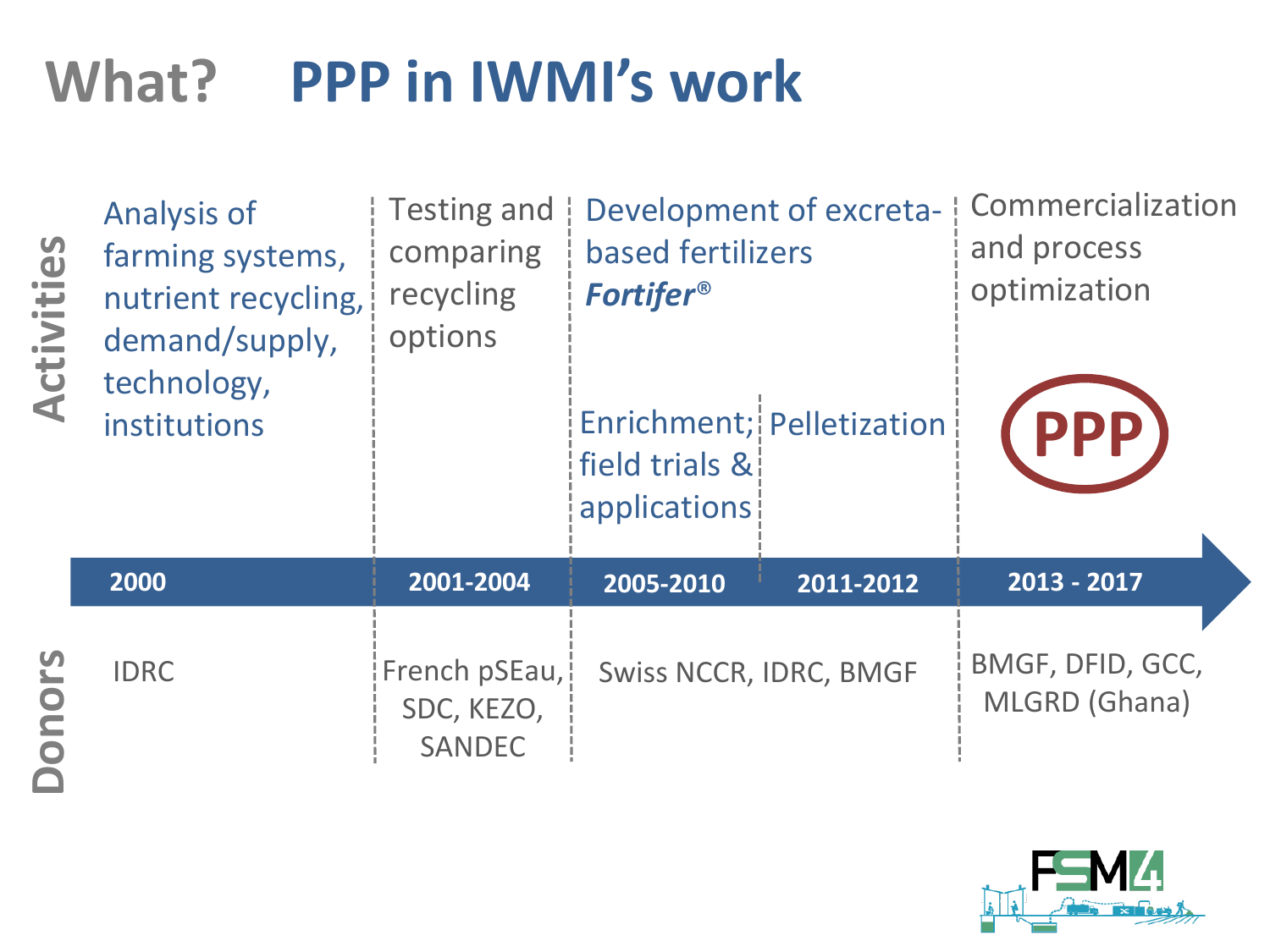# What? PPP in IWMI's work

| | 2000 | 2001-2004 | 2005-2010 | 2011-2012 | 2013 - 2017 |
|---|---|---|---|---|---|
| **Activities** | Analysis of farming systems, nutrient recycling, demand/supply, technology, institutions | Testing and comparing recycling options | Development of excreta-based fertilizers ***Fortifer®*** <br> Enrichment; field trials & applications | Pelletization | Commercialization and process optimization <br> PPP |
| **Donors** | IDRC | French pSEau, SDC, KEZO, SANDEC | Swiss NCCR, IDRC, BMGF | | BMGF, DFID, GCC, MLGRD (Ghana) |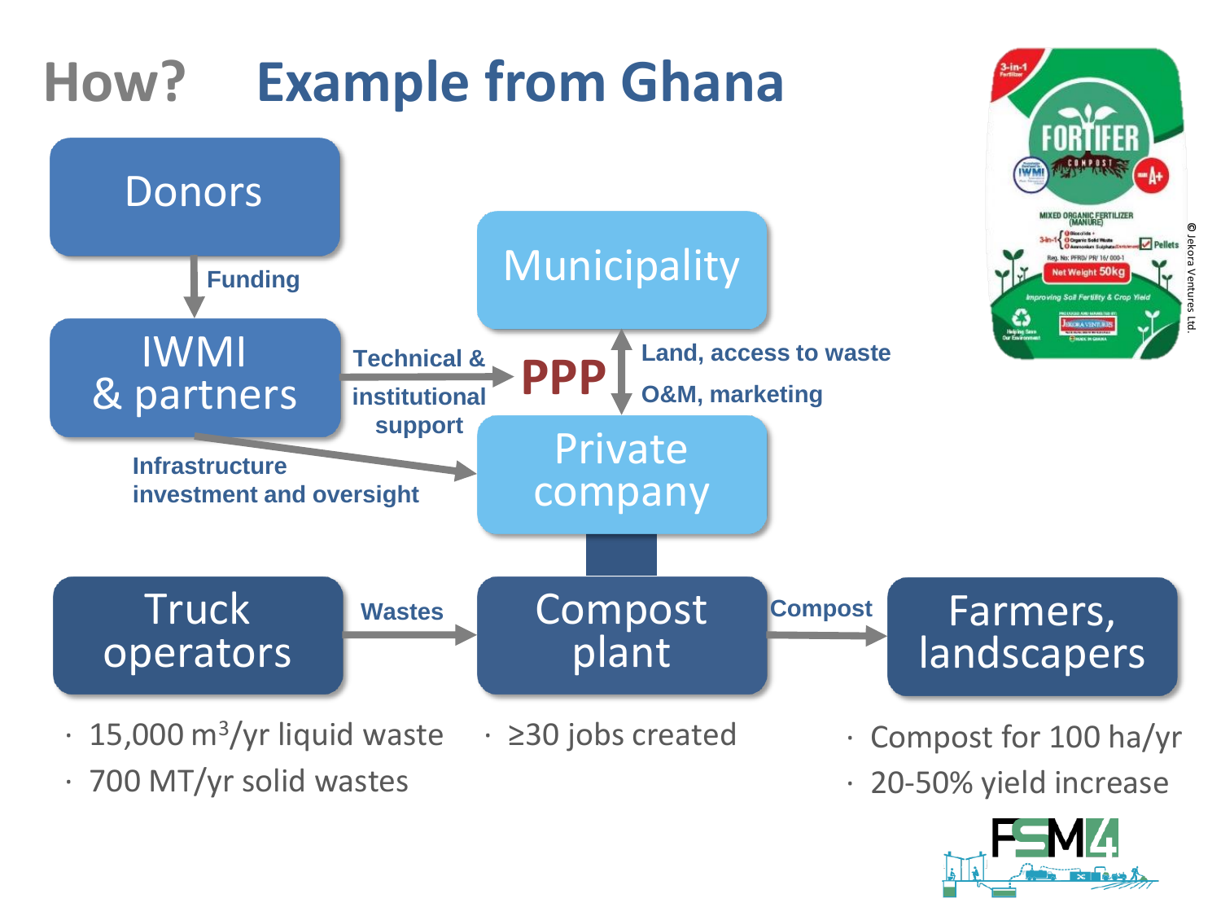# How? Example from Ghana

- **Donors** → Funding → **IWMI & partners**
- **IWMI & partners** → Technical & institutional support → **PPP**
- **IWMI & partners** → Infrastructure investment and oversight → **Private company**
- **PPP** between **Municipality** and **Private company**: Land, access to waste; O&M, marketing
- **Private company** → **Compost plant**
- **Truck operators** → Wastes → **Compost plant** → Compost → **Farmers, landscapers**

**Truck operators**
- 15,000 $m^3$/yr liquid waste
- 700 MT/yr solid wastes

**Compost plant**
- ≥30 jobs created

**Farmers, landscapers**
- Compost for 100 ha/yr
- 20-50% yield increase

© Jekora Ventures Ltd.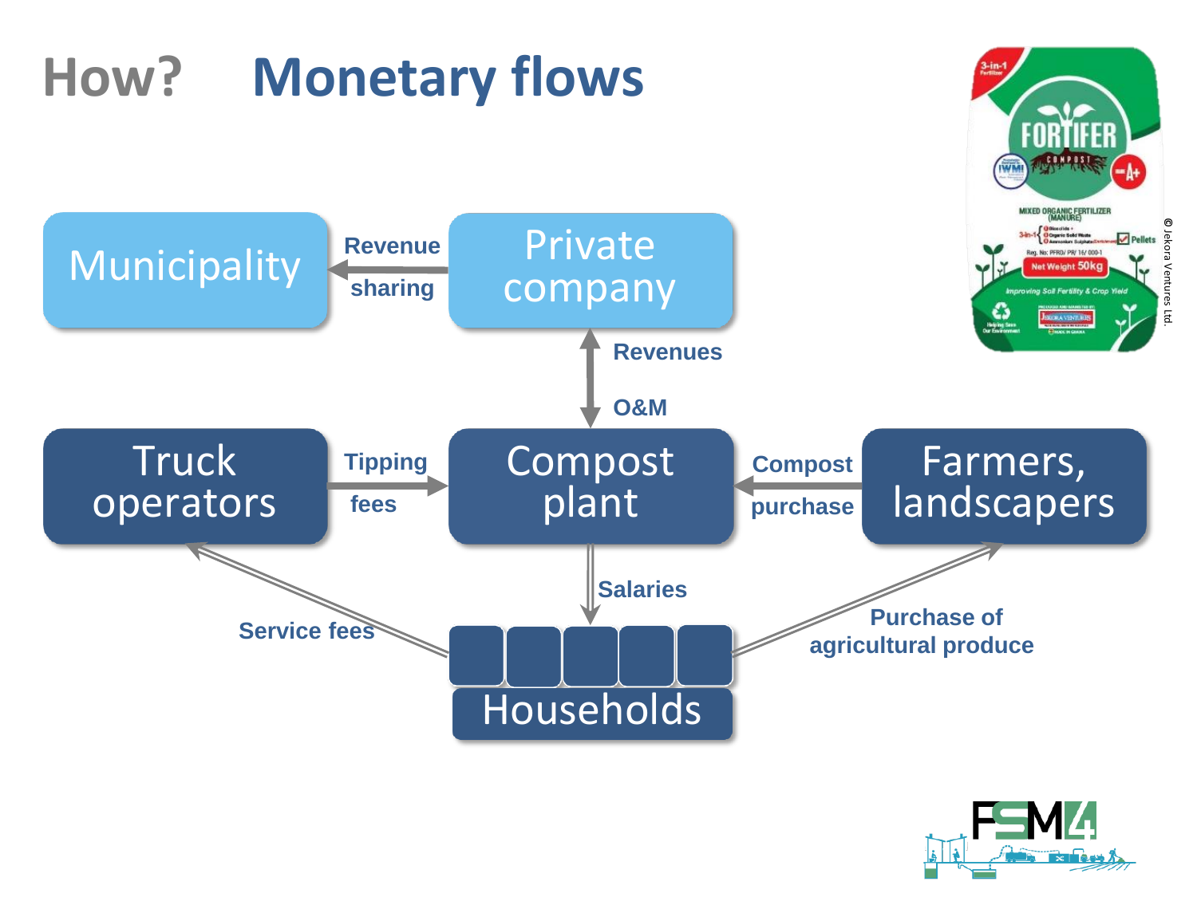# How? Monetary flows

Municipality

Revenue sharing

Private company

Revenues

O&M

Truck operators

Tipping fees

Compost plant

Compost purchase

Farmers, landscapers

Salaries

Service fees

Purchase of agricultural produce

Households

© Jekora Ventures Ltd.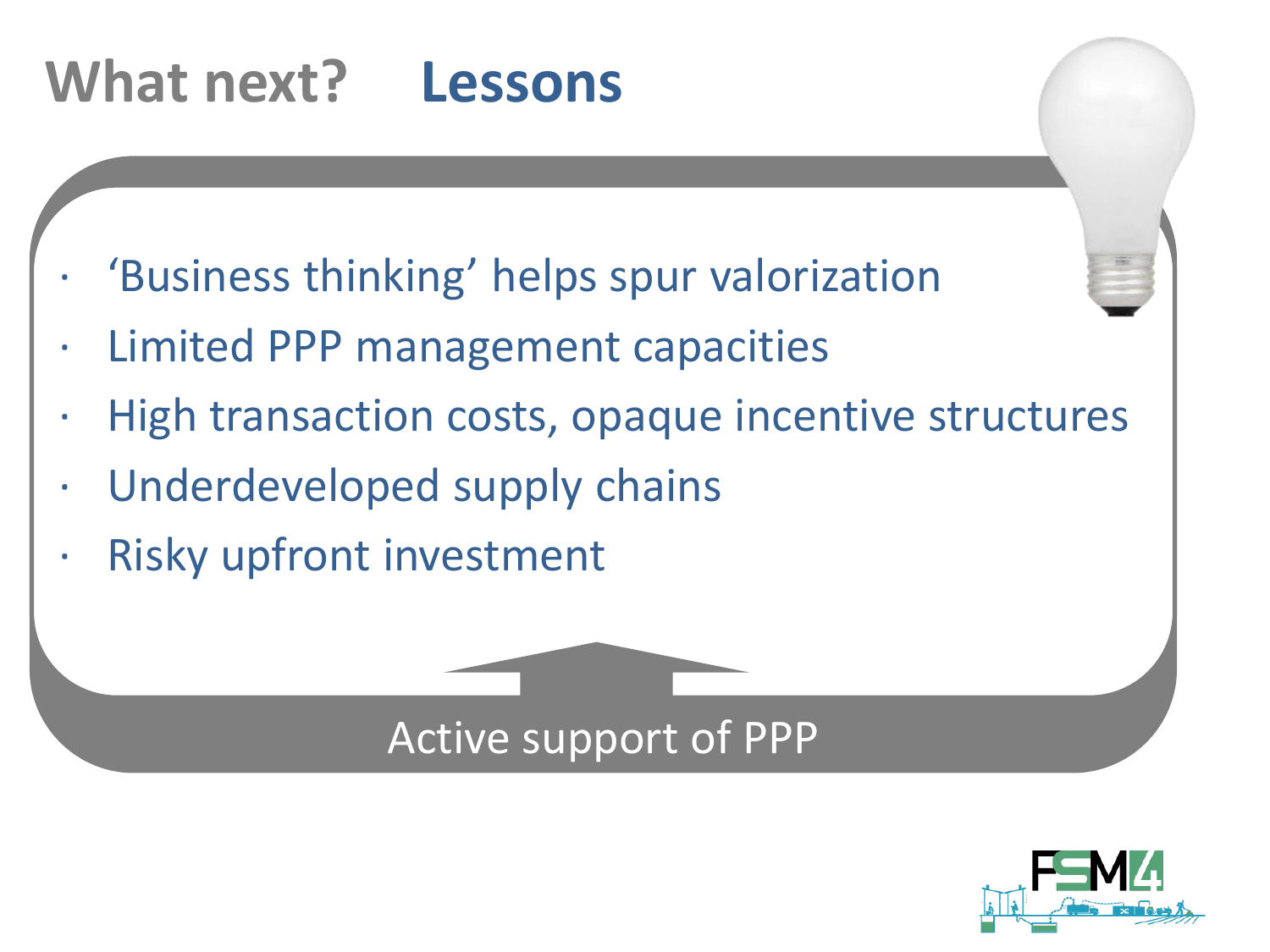# What next? Lessons

- 'Business thinking' helps spur valorization
- Limited PPP management capacities
- High transaction costs, opaque incentive structures
- Underdeveloped supply chains
- Risky upfront investment

Active support of PPP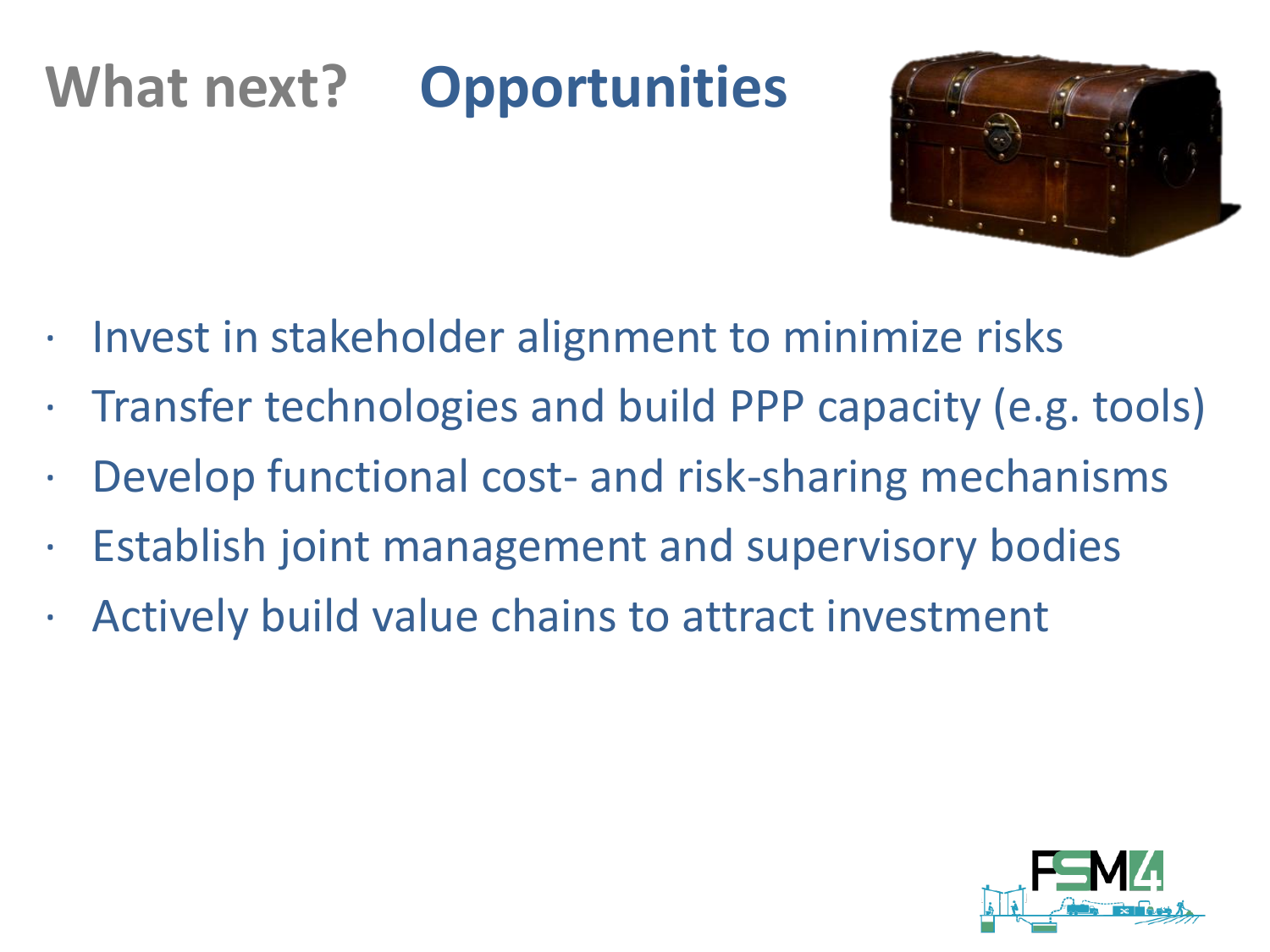# What next? **Opportunities**

- Invest in stakeholder alignment to minimize risks
- Transfer technologies and build PPP capacity (e.g. tools)
- Develop functional cost- and risk-sharing mechanisms
- Establish joint management and supervisory bodies
- Actively build value chains to attract investment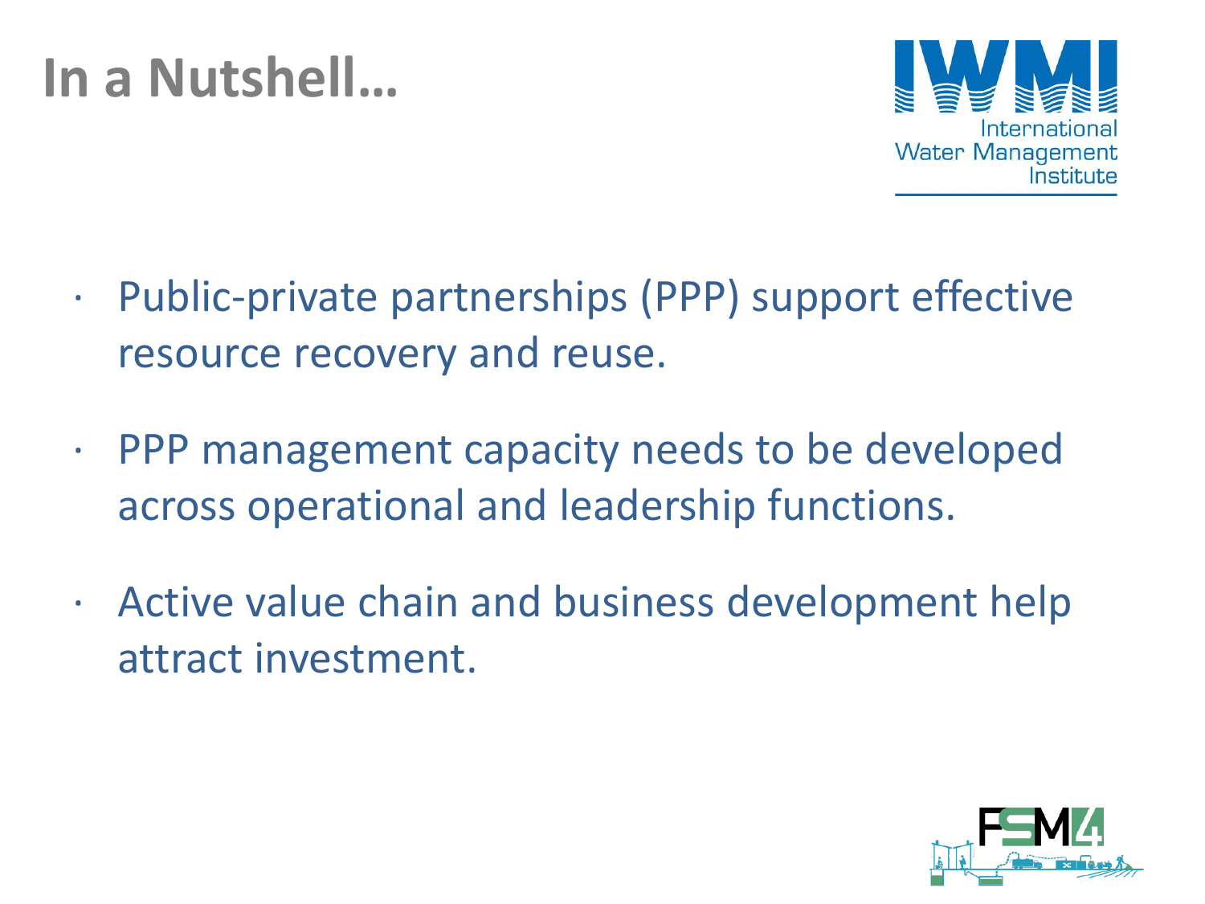# In a Nutshell…

- Public-private partnerships (PPP) support effective resource recovery and reuse.
- PPP management capacity needs to be developed across operational and leadership functions.
- Active value chain and business development help attract investment.